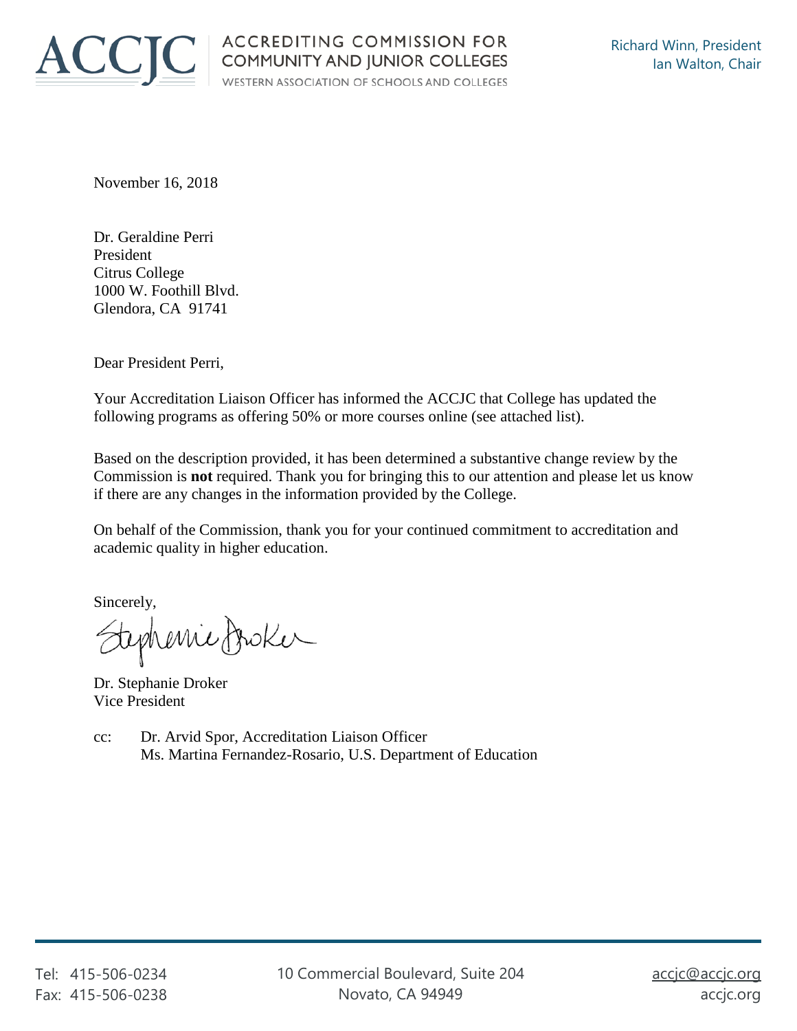**ACCJC** ACCREDITING COMMISSION FOR COMMUNITY AND JUNIOR COLLEGES
WESTERN ASSOCIATION OF SCHOOLS AND COLLEGES

Richard Winn, President
Ian Walton, Chair

November 16, 2018

Dr. Geraldine Perri
President
Citrus College
1000 W. Foothill Blvd.
Glendora, CA 91741

Dear President Perri,

Your Accreditation Liaison Officer has informed the ACCJC that College has updated the following programs as offering 50% or more courses online (see attached list).

Based on the description provided, it has been determined a substantive change review by the Commission is **not** required. Thank you for bringing this to our attention and please let us know if there are any changes in the information provided by the College.

On behalf of the Commission, thank you for your continued commitment to accreditation and academic quality in higher education.

Sincerely,

Stephanie Droker

Dr. Stephanie Droker
Vice President

cc: Dr. Arvid Spor, Accreditation Liaison Officer
Ms. Martina Fernandez-Rosario, U.S. Department of Education

Tel: 415-506-0234
Fax: 415-506-0238

10 Commercial Boulevard, Suite 204
Novato, CA 94949

accjc@accjc.org
accjc.org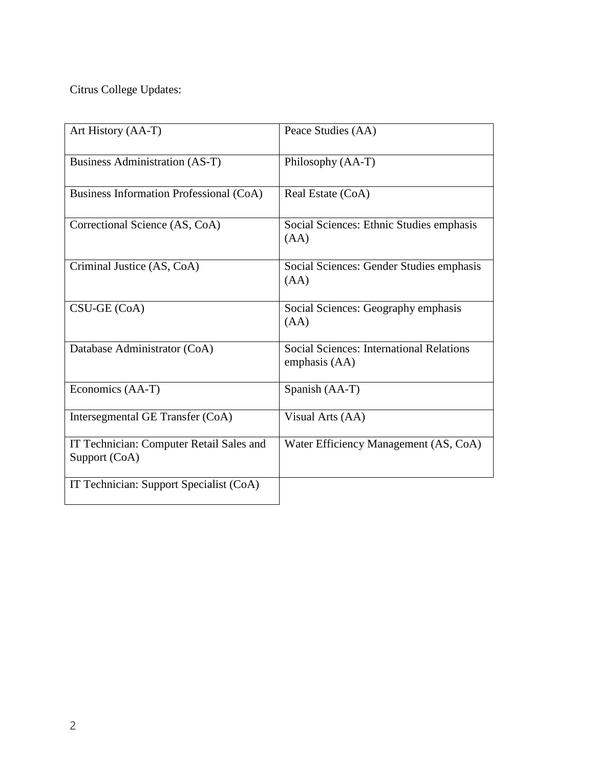Citrus College Updates:

| | |
|---|---|
| Art History (AA-T) | Peace Studies (AA) |
| Business Administration (AS-T) | Philosophy (AA-T) |
| Business Information Professional (CoA) | Real Estate (CoA) |
| Correctional Science (AS, CoA) | Social Sciences: Ethnic Studies emphasis (AA) |
| Criminal Justice (AS, CoA) | Social Sciences: Gender Studies emphasis (AA) |
| CSU-GE (CoA) | Social Sciences: Geography emphasis (AA) |
| Database Administrator (CoA) | Social Sciences: International Relations emphasis (AA) |
| Economics (AA-T) | Spanish (AA-T) |
| Intersegmental GE Transfer (CoA) | Visual Arts (AA) |
| IT Technician: Computer Retail Sales and Support (CoA) | Water Efficiency Management (AS, CoA) |
| IT Technician: Support Specialist (CoA) | |